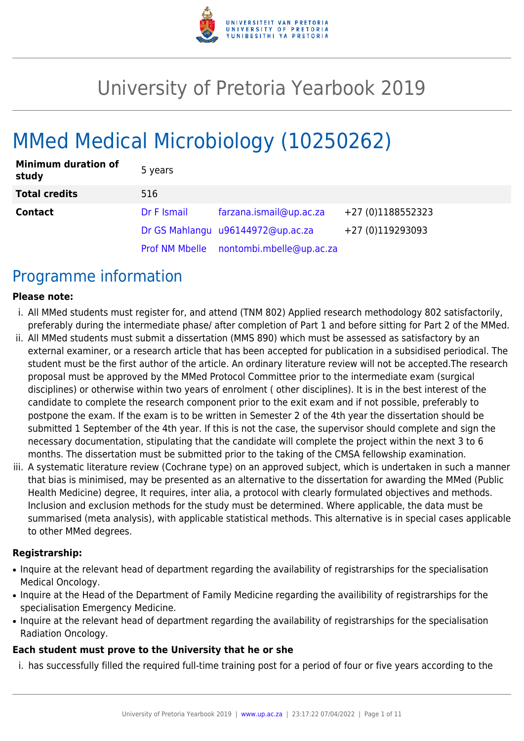# University of Pretoria Yearbook 2019

# MMed Medical Microbiology (10250262)

| **Minimum duration of study** | 5 years | | |
|---|---|---|---|
| **Total credits** | 516 | | |
| **Contact** | Dr F Ismail | farzana.ismail@up.ac.za | +27 (0)1188552323 |
| | Dr GS Mahlangu | u96144972@up.ac.za | +27 (0)119293093 |
| | Prof NM Mbelle | nontombi.mbelle@up.ac.za | |

## Programme information

**Please note:**

i. All MMed students must register for, and attend (TNM 802) Applied research methodology 802 satisfactorily, preferably during the intermediate phase/ after completion of Part 1 and before sitting for Part 2 of the MMed.

ii. All MMed students must submit a dissertation (MMS 890) which must be assessed as satisfactory by an external examiner, or a research article that has been accepted for publication in a subsidised periodical. The student must be the first author of the article. An ordinary literature review will not be accepted.The research proposal must be approved by the MMed Protocol Committee prior to the intermediate exam (surgical disciplines) or otherwise within two years of enrolment ( other disciplines). It is in the best interest of the candidate to complete the research component prior to the exit exam and if not possible, preferably to postpone the exam. If the exam is to be written in Semester 2 of the 4th year the dissertation should be submitted 1 September of the 4th year. If this is not the case, the supervisor should complete and sign the necessary documentation, stipulating that the candidate will complete the project within the next 3 to 6 months. The dissertation must be submitted prior to the taking of the CMSA fellowship examination.

iii. A systematic literature review (Cochrane type) on an approved subject, which is undertaken in such a manner that bias is minimised, may be presented as an alternative to the dissertation for awarding the MMed (Public Health Medicine) degree, It requires, inter alia, a protocol with clearly formulated objectives and methods. Inclusion and exclusion methods for the study must be determined. Where applicable, the data must be summarised (meta analysis), with applicable statistical methods. This alternative is in special cases applicable to other MMed degrees.

**Registrarship:**

- Inquire at the relevant head of department regarding the availability of registrarships for the specialisation Medical Oncology.
- Inquire at the Head of the Department of Family Medicine regarding the availibility of registrarships for the specialisation Emergency Medicine.
- Inquire at the relevant head of department regarding the availability of registrarships for the specialisation Radiation Oncology.

**Each student must prove to the University that he or she**

i. has successfully filled the required full-time training post for a period of four or five years according to the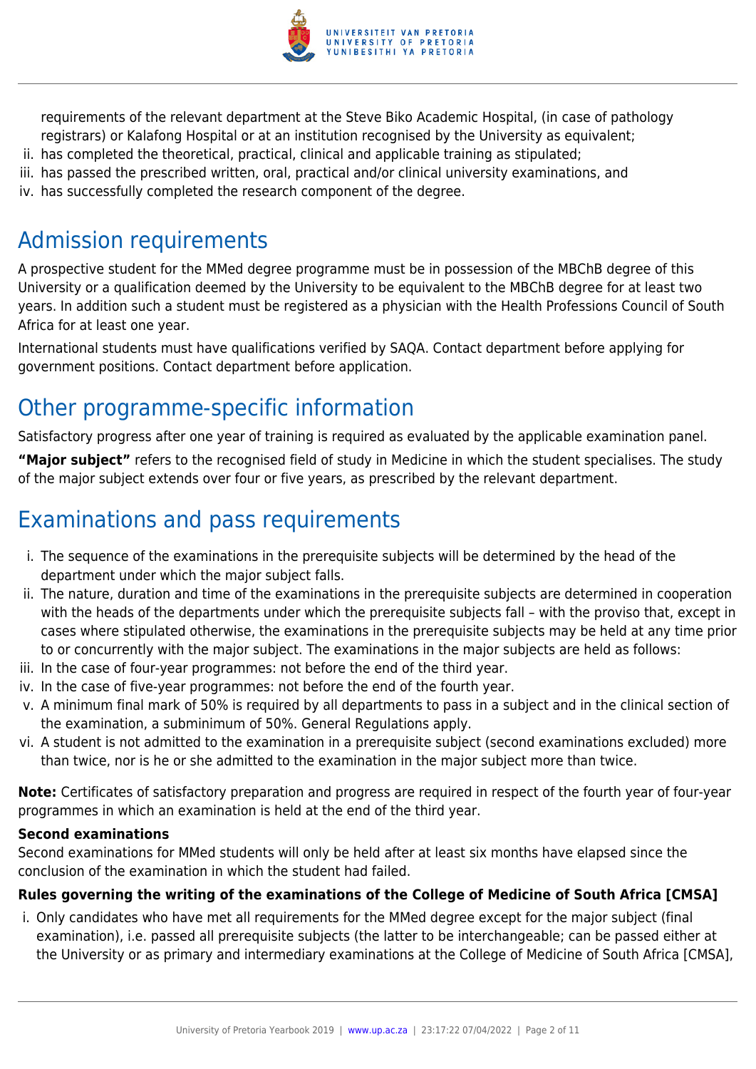requirements of the relevant department at the Steve Biko Academic Hospital, (in case of pathology registrars) or Kalafong Hospital or at an institution recognised by the University as equivalent;
ii. has completed the theoretical, practical, clinical and applicable training as stipulated;
iii. has passed the prescribed written, oral, practical and/or clinical university examinations, and
iv. has successfully completed the research component of the degree.

# Admission requirements

A prospective student for the MMed degree programme must be in possession of the MBChB degree of this University or a qualification deemed by the University to be equivalent to the MBChB degree for at least two years. In addition such a student must be registered as a physician with the Health Professions Council of South Africa for at least one year.

International students must have qualifications verified by SAQA. Contact department before applying for government positions. Contact department before application.

# Other programme-specific information

Satisfactory progress after one year of training is required as evaluated by the applicable examination panel.

**"Major subject"** refers to the recognised field of study in Medicine in which the student specialises. The study of the major subject extends over four or five years, as prescribed by the relevant department.

# Examinations and pass requirements

i. The sequence of the examinations in the prerequisite subjects will be determined by the head of the department under which the major subject falls.
ii. The nature, duration and time of the examinations in the prerequisite subjects are determined in cooperation with the heads of the departments under which the prerequisite subjects fall – with the proviso that, except in cases where stipulated otherwise, the examinations in the prerequisite subjects may be held at any time prior to or concurrently with the major subject. The examinations in the major subjects are held as follows:
iii. In the case of four-year programmes: not before the end of the third year.
iv. In the case of five-year programmes: not before the end of the fourth year.
v. A minimum final mark of 50% is required by all departments to pass in a subject and in the clinical section of the examination, a subminimum of 50%. General Regulations apply.
vi. A student is not admitted to the examination in a prerequisite subject (second examinations excluded) more than twice, nor is he or she admitted to the examination in the major subject more than twice.

**Note:** Certificates of satisfactory preparation and progress are required in respect of the fourth year of four-year programmes in which an examination is held at the end of the third year.

**Second examinations**

Second examinations for MMed students will only be held after at least six months have elapsed since the conclusion of the examination in which the student had failed.

**Rules governing the writing of the examinations of the College of Medicine of South Africa [CMSA]**

i. Only candidates who have met all requirements for the MMed degree except for the major subject (final examination), i.e. passed all prerequisite subjects (the latter to be interchangeable; can be passed either at the University or as primary and intermediary examinations at the College of Medicine of South Africa [CMSA],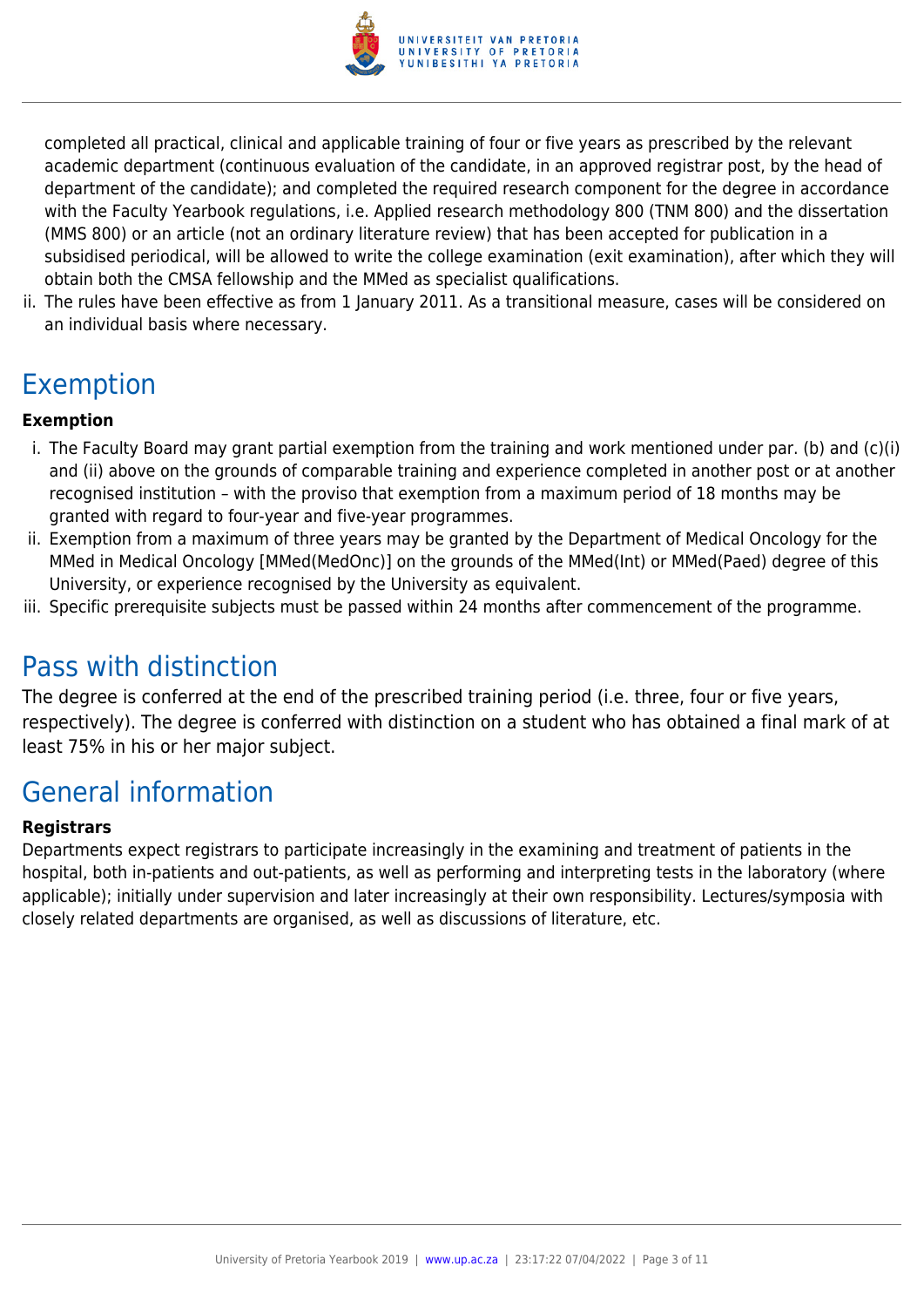completed all practical, clinical and applicable training of four or five years as prescribed by the relevant academic department (continuous evaluation of the candidate, in an approved registrar post, by the head of department of the candidate); and completed the required research component for the degree in accordance with the Faculty Yearbook regulations, i.e. Applied research methodology 800 (TNM 800) and the dissertation (MMS 800) or an article (not an ordinary literature review) that has been accepted for publication in a subsidised periodical, will be allowed to write the college examination (exit examination), after which they will obtain both the CMSA fellowship and the MMed as specialist qualifications.

ii. The rules have been effective as from 1 January 2011. As a transitional measure, cases will be considered on an individual basis where necessary.

# Exemption

**Exemption**

i. The Faculty Board may grant partial exemption from the training and work mentioned under par. (b) and (c)(i) and (ii) above on the grounds of comparable training and experience completed in another post or at another recognised institution – with the proviso that exemption from a maximum period of 18 months may be granted with regard to four-year and five-year programmes.
ii. Exemption from a maximum of three years may be granted by the Department of Medical Oncology for the MMed in Medical Oncology [MMed(MedOnc)] on the grounds of the MMed(Int) or MMed(Paed) degree of this University, or experience recognised by the University as equivalent.
iii. Specific prerequisite subjects must be passed within 24 months after commencement of the programme.

# Pass with distinction

The degree is conferred at the end of the prescribed training period (i.e. three, four or five years, respectively). The degree is conferred with distinction on a student who has obtained a final mark of at least 75% in his or her major subject.

# General information

**Registrars**

Departments expect registrars to participate increasingly in the examining and treatment of patients in the hospital, both in-patients and out-patients, as well as performing and interpreting tests in the laboratory (where applicable); initially under supervision and later increasingly at their own responsibility. Lectures/symposia with closely related departments are organised, as well as discussions of literature, etc.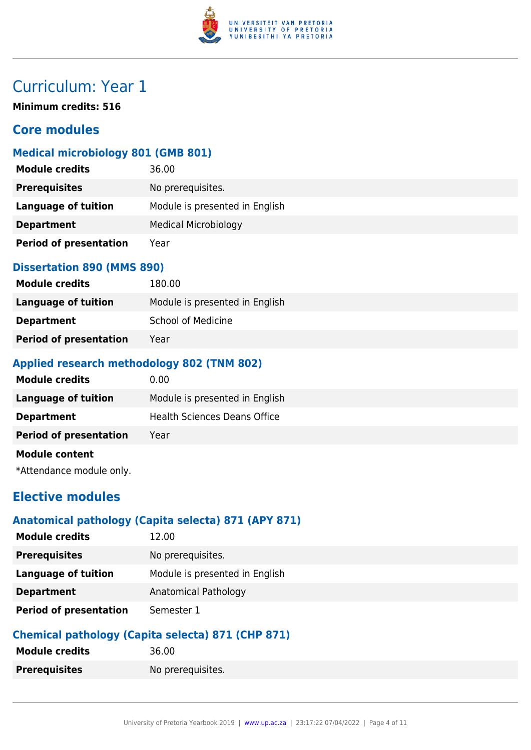## Curriculum: Year 1

**Minimum credits: 516**

### Core modules

#### Medical microbiology 801 (GMB 801)

| | |
|---|---|
| **Module credits** | 36.00 |
| **Prerequisites** | No prerequisites. |
| **Language of tuition** | Module is presented in English |
| **Department** | Medical Microbiology |
| **Period of presentation** | Year |

#### Dissertation 890 (MMS 890)

| | |
|---|---|
| **Module credits** | 180.00 |
| **Language of tuition** | Module is presented in English |
| **Department** | School of Medicine |
| **Period of presentation** | Year |

#### Applied research methodology 802 (TNM 802)

| | |
|---|---|
| **Module credits** | 0.00 |
| **Language of tuition** | Module is presented in English |
| **Department** | Health Sciences Deans Office |
| **Period of presentation** | Year |

**Module content**

*Attendance module only.

### Elective modules

#### Anatomical pathology (Capita selecta) 871 (APY 871)

| | |
|---|---|
| **Module credits** | 12.00 |
| **Prerequisites** | No prerequisites. |
| **Language of tuition** | Module is presented in English |
| **Department** | Anatomical Pathology |
| **Period of presentation** | Semester 1 |

#### Chemical pathology (Capita selecta) 871 (CHP 871)

| | |
|---|---|
| **Module credits** | 36.00 |
| **Prerequisites** | No prerequisites. |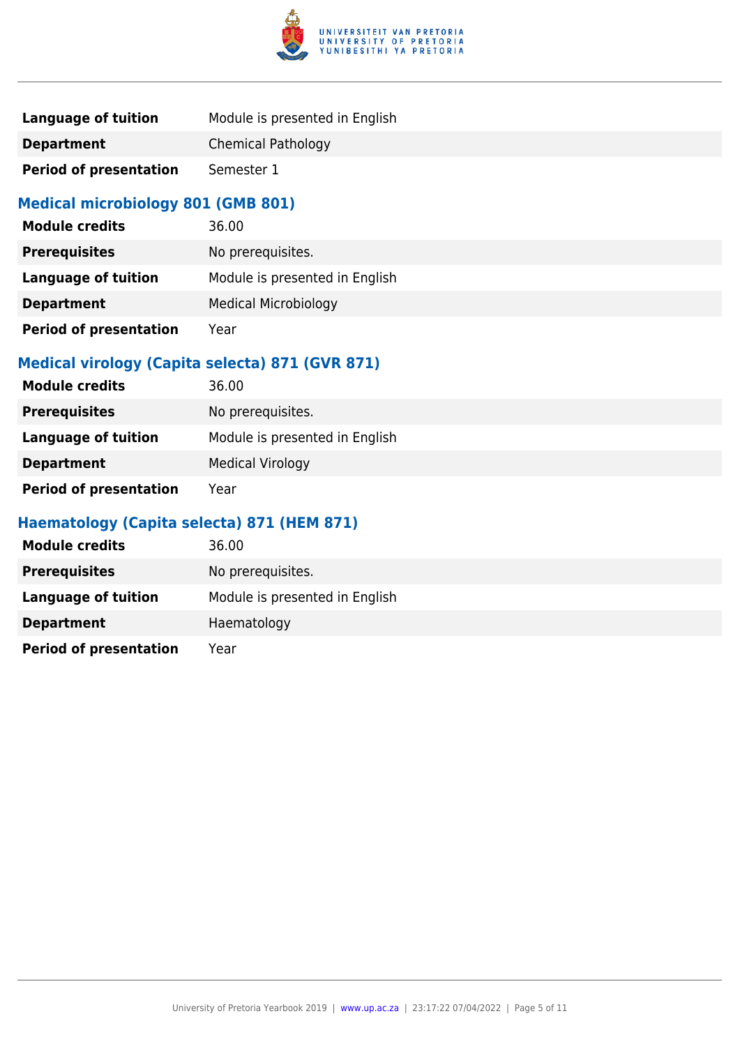| | |
|---|---|
| **Language of tuition** | Module is presented in English |
| **Department** | Chemical Pathology |
| **Period of presentation** | Semester 1 |

### Medical microbiology 801 (GMB 801)

| | |
|---|---|
| **Module credits** | 36.00 |
| **Prerequisites** | No prerequisites. |
| **Language of tuition** | Module is presented in English |
| **Department** | Medical Microbiology |
| **Period of presentation** | Year |

### Medical virology (Capita selecta) 871 (GVR 871)

| | |
|---|---|
| **Module credits** | 36.00 |
| **Prerequisites** | No prerequisites. |
| **Language of tuition** | Module is presented in English |
| **Department** | Medical Virology |
| **Period of presentation** | Year |

### Haematology (Capita selecta) 871 (HEM 871)

| | |
|---|---|
| **Module credits** | 36.00 |
| **Prerequisites** | No prerequisites. |
| **Language of tuition** | Module is presented in English |
| **Department** | Haematology |
| **Period of presentation** | Year |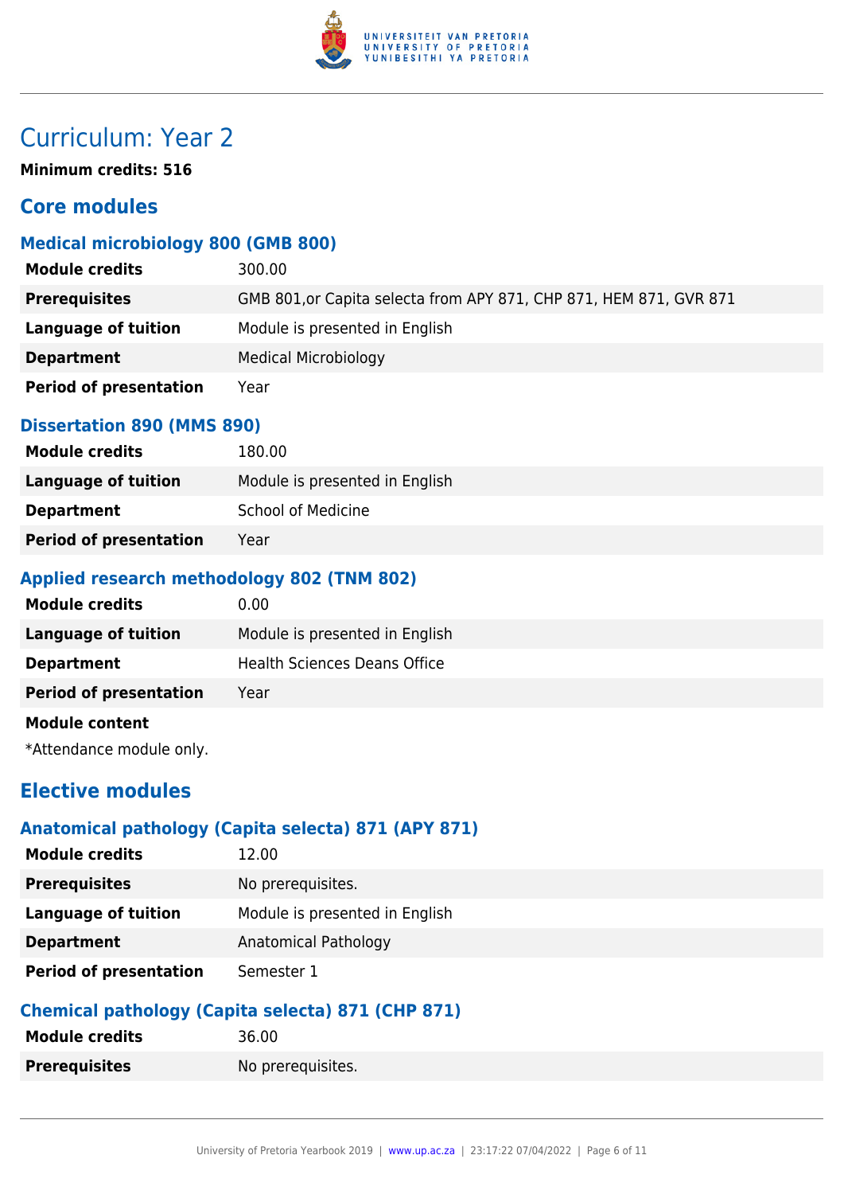# Curriculum: Year 2

**Minimum credits: 516**

## Core modules

### Medical microbiology 800 (GMB 800)

| | |
|---|---|
| **Module credits** | 300.00 |
| **Prerequisites** | GMB 801,or Capita selecta from APY 871, CHP 871, HEM 871, GVR 871 |
| **Language of tuition** | Module is presented in English |
| **Department** | Medical Microbiology |
| **Period of presentation** | Year |

### Dissertation 890 (MMS 890)

| | |
|---|---|
| **Module credits** | 180.00 |
| **Language of tuition** | Module is presented in English |
| **Department** | School of Medicine |
| **Period of presentation** | Year |

### Applied research methodology 802 (TNM 802)

| | |
|---|---|
| **Module credits** | 0.00 |
| **Language of tuition** | Module is presented in English |
| **Department** | Health Sciences Deans Office |
| **Period of presentation** | Year |

**Module content**

*Attendance module only.

## Elective modules

### Anatomical pathology (Capita selecta) 871 (APY 871)

| | |
|---|---|
| **Module credits** | 12.00 |
| **Prerequisites** | No prerequisites. |
| **Language of tuition** | Module is presented in English |
| **Department** | Anatomical Pathology |
| **Period of presentation** | Semester 1 |

### Chemical pathology (Capita selecta) 871 (CHP 871)

| | |
|---|---|
| **Module credits** | 36.00 |
| **Prerequisites** | No prerequisites. |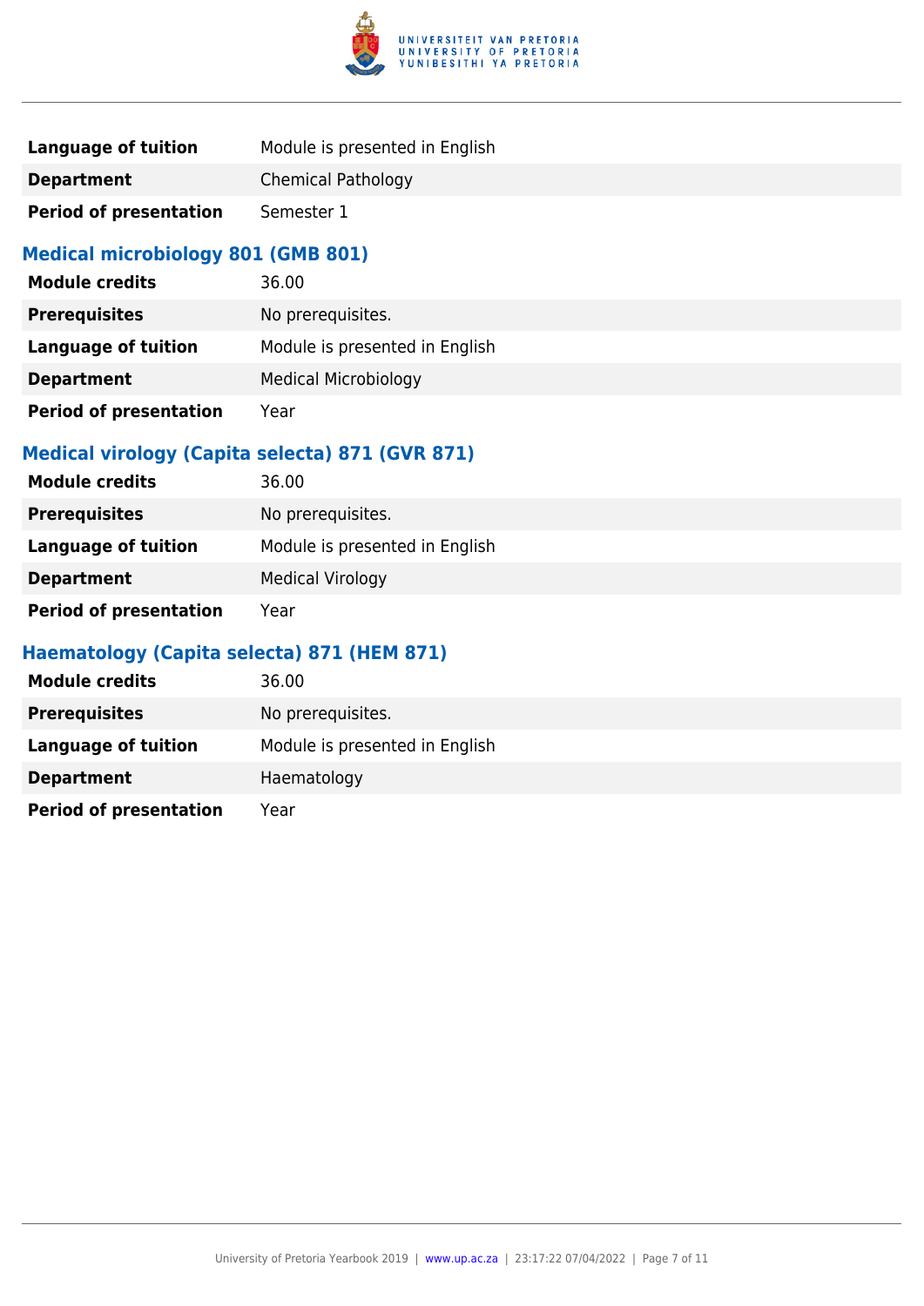| | |
|---|---|
| **Language of tuition** | Module is presented in English |
| **Department** | Chemical Pathology |
| **Period of presentation** | Semester 1 |

### Medical microbiology 801 (GMB 801)

| | |
|---|---|
| **Module credits** | 36.00 |
| **Prerequisites** | No prerequisites. |
| **Language of tuition** | Module is presented in English |
| **Department** | Medical Microbiology |
| **Period of presentation** | Year |

### Medical virology (Capita selecta) 871 (GVR 871)

| | |
|---|---|
| **Module credits** | 36.00 |
| **Prerequisites** | No prerequisites. |
| **Language of tuition** | Module is presented in English |
| **Department** | Medical Virology |
| **Period of presentation** | Year |

### Haematology (Capita selecta) 871 (HEM 871)

| | |
|---|---|
| **Module credits** | 36.00 |
| **Prerequisites** | No prerequisites. |
| **Language of tuition** | Module is presented in English |
| **Department** | Haematology |
| **Period of presentation** | Year |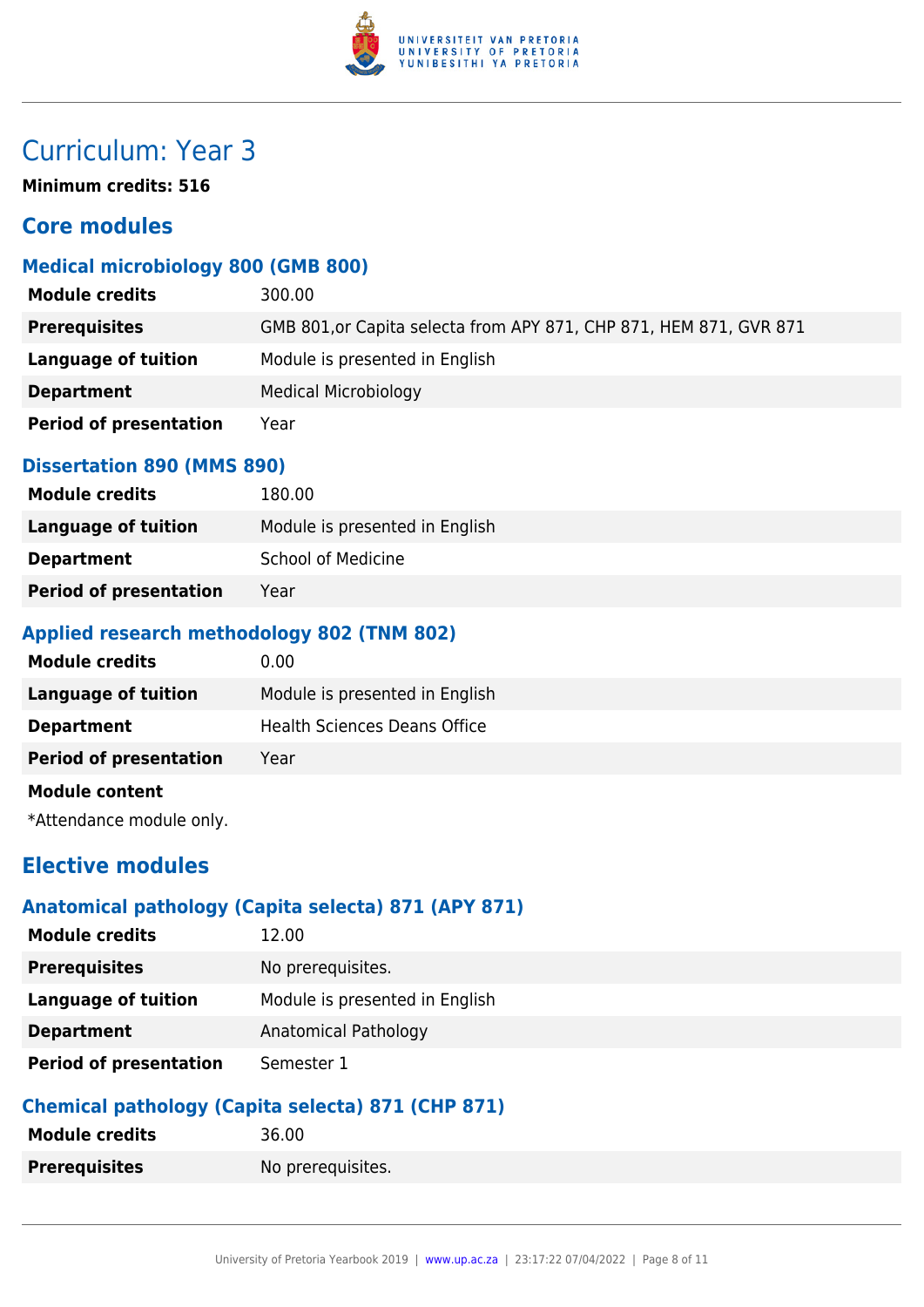# Curriculum: Year 3

**Minimum credits: 516**

## Core modules

### Medical microbiology 800 (GMB 800)

| | |
|---|---|
| **Module credits** | 300.00 |
| **Prerequisites** | GMB 801,or Capita selecta from APY 871, CHP 871, HEM 871, GVR 871 |
| **Language of tuition** | Module is presented in English |
| **Department** | Medical Microbiology |
| **Period of presentation** | Year |

### Dissertation 890 (MMS 890)

| | |
|---|---|
| **Module credits** | 180.00 |
| **Language of tuition** | Module is presented in English |
| **Department** | School of Medicine |
| **Period of presentation** | Year |

### Applied research methodology 802 (TNM 802)

| | |
|---|---|
| **Module credits** | 0.00 |
| **Language of tuition** | Module is presented in English |
| **Department** | Health Sciences Deans Office |
| **Period of presentation** | Year |

**Module content**

*Attendance module only.

## Elective modules

### Anatomical pathology (Capita selecta) 871 (APY 871)

| | |
|---|---|
| **Module credits** | 12.00 |
| **Prerequisites** | No prerequisites. |
| **Language of tuition** | Module is presented in English |
| **Department** | Anatomical Pathology |
| **Period of presentation** | Semester 1 |

### Chemical pathology (Capita selecta) 871 (CHP 871)

| | |
|---|---|
| **Module credits** | 36.00 |
| **Prerequisites** | No prerequisites. |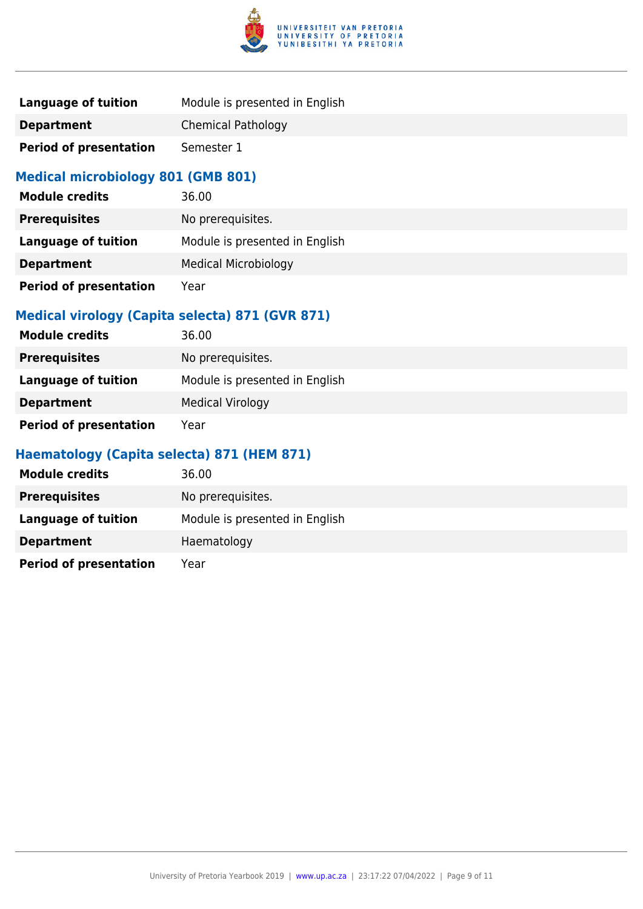| | |
|---|---|
| **Language of tuition** | Module is presented in English |
| **Department** | Chemical Pathology |
| **Period of presentation** | Semester 1 |

### Medical microbiology 801 (GMB 801)

| | |
|---|---|
| **Module credits** | 36.00 |
| **Prerequisites** | No prerequisites. |
| **Language of tuition** | Module is presented in English |
| **Department** | Medical Microbiology |
| **Period of presentation** | Year |

### Medical virology (Capita selecta) 871 (GVR 871)

| | |
|---|---|
| **Module credits** | 36.00 |
| **Prerequisites** | No prerequisites. |
| **Language of tuition** | Module is presented in English |
| **Department** | Medical Virology |
| **Period of presentation** | Year |

### Haematology (Capita selecta) 871 (HEM 871)

| | |
|---|---|
| **Module credits** | 36.00 |
| **Prerequisites** | No prerequisites. |
| **Language of tuition** | Module is presented in English |
| **Department** | Haematology |
| **Period of presentation** | Year |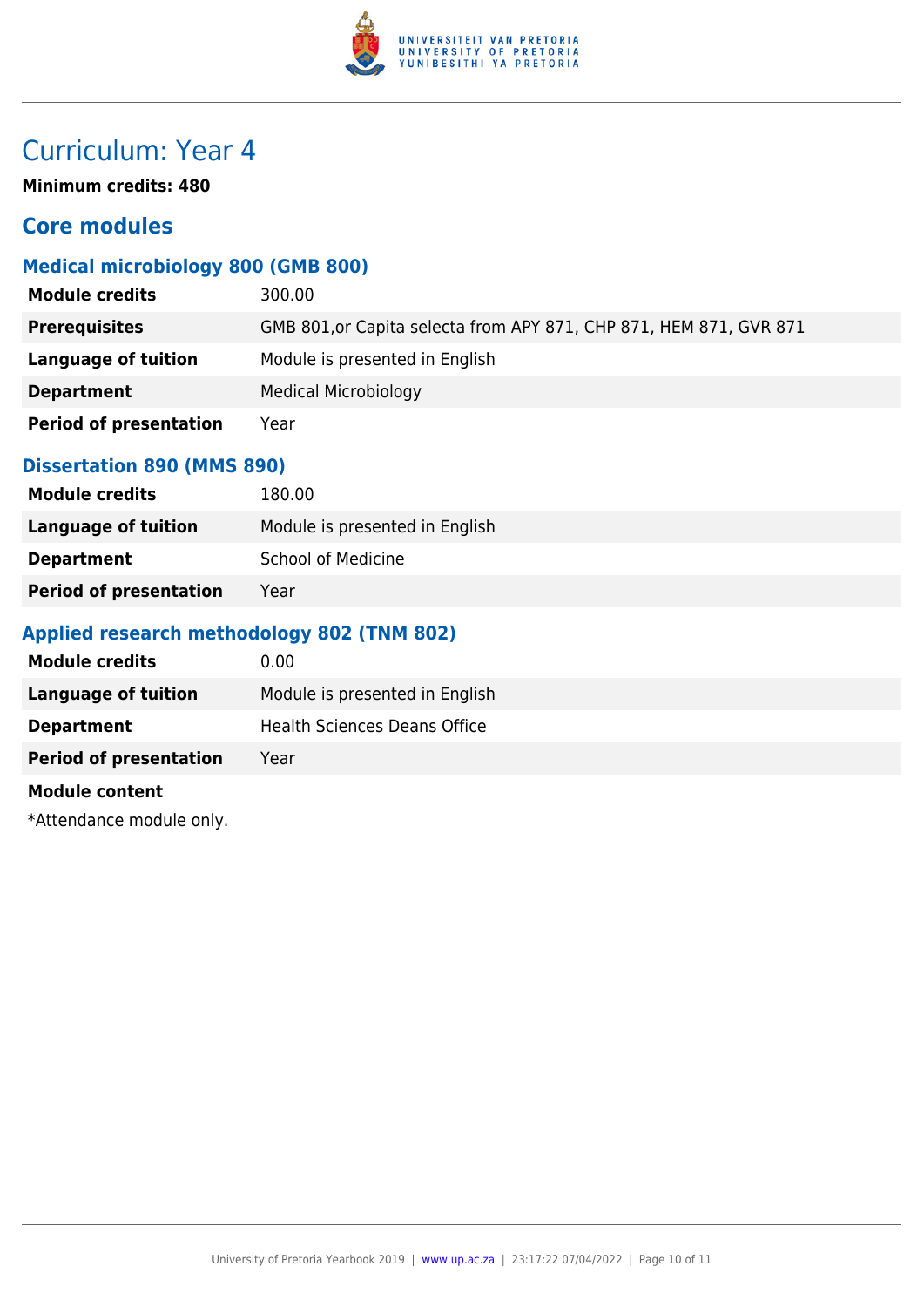# Curriculum: Year 4

**Minimum credits: 480**

## Core modules

### Medical microbiology 800 (GMB 800)

| | |
|---|---|
| **Module credits** | 300.00 |
| **Prerequisites** | GMB 801,or Capita selecta from APY 871, CHP 871, HEM 871, GVR 871 |
| **Language of tuition** | Module is presented in English |
| **Department** | Medical Microbiology |
| **Period of presentation** | Year |

### Dissertation 890 (MMS 890)

| | |
|---|---|
| **Module credits** | 180.00 |
| **Language of tuition** | Module is presented in English |
| **Department** | School of Medicine |
| **Period of presentation** | Year |

### Applied research methodology 802 (TNM 802)

| | |
|---|---|
| **Module credits** | 0.00 |
| **Language of tuition** | Module is presented in English |
| **Department** | Health Sciences Deans Office |
| **Period of presentation** | Year |

**Module content**

*Attendance module only.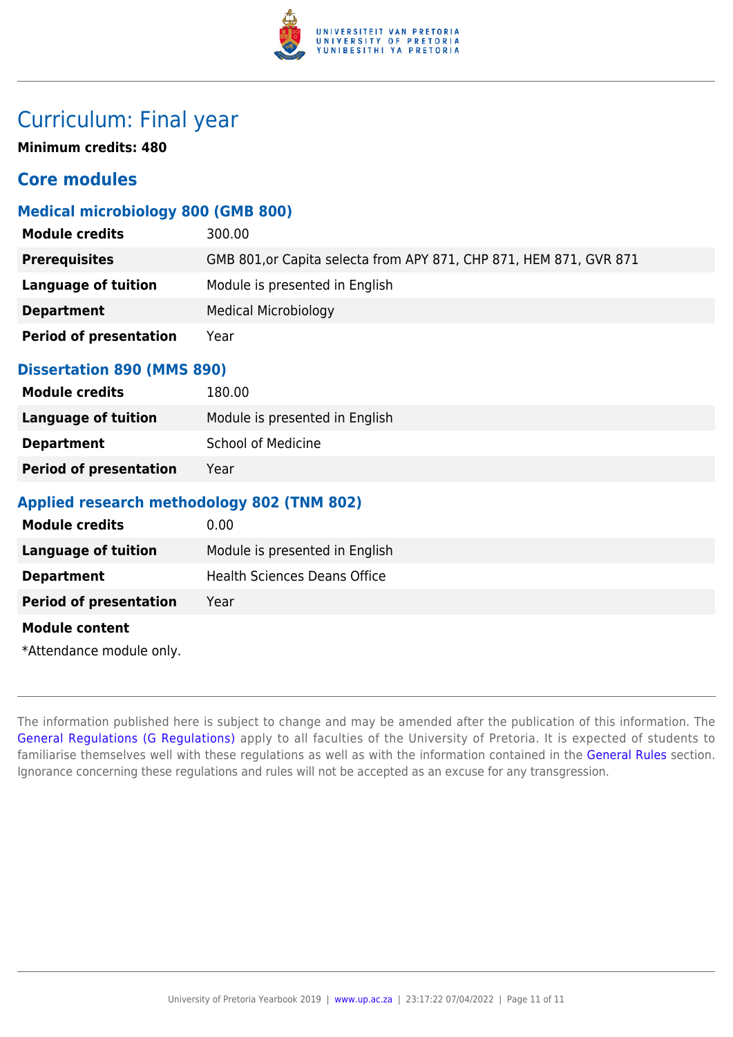# Curriculum: Final year

**Minimum credits: 480**

## Core modules

### Medical microbiology 800 (GMB 800)

| | |
|---|---|
| **Module credits** | 300.00 |
| **Prerequisites** | GMB 801,or Capita selecta from APY 871, CHP 871, HEM 871, GVR 871 |
| **Language of tuition** | Module is presented in English |
| **Department** | Medical Microbiology |
| **Period of presentation** | Year |

### Dissertation 890 (MMS 890)

| | |
|---|---|
| **Module credits** | 180.00 |
| **Language of tuition** | Module is presented in English |
| **Department** | School of Medicine |
| **Period of presentation** | Year |

### Applied research methodology 802 (TNM 802)

| | |
|---|---|
| **Module credits** | 0.00 |
| **Language of tuition** | Module is presented in English |
| **Department** | Health Sciences Deans Office |
| **Period of presentation** | Year |

**Module content**

*Attendance module only.

The information published here is subject to change and may be amended after the publication of this information. The General Regulations (G Regulations) apply to all faculties of the University of Pretoria. It is expected of students to familiarise themselves well with these regulations as well as with the information contained in the General Rules section. Ignorance concerning these regulations and rules will not be accepted as an excuse for any transgression.